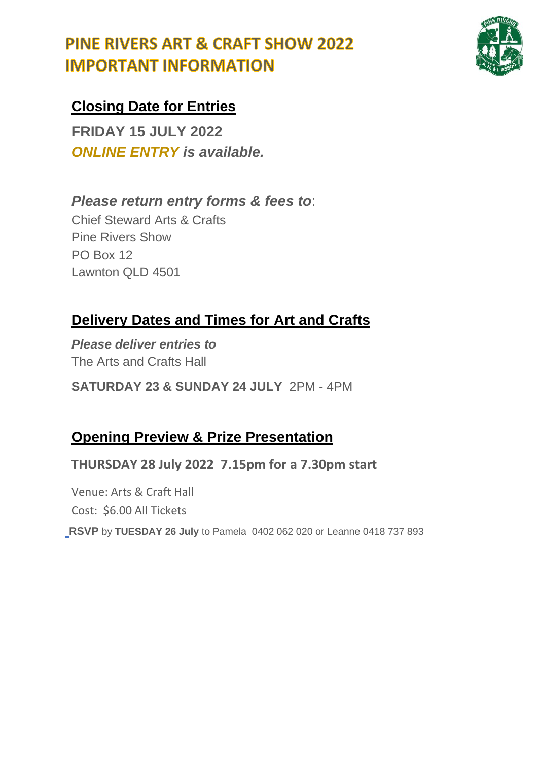# PINE RIVERS ART & CRAFT SHOW 2022
# IMPORTANT INFORMATION

## Closing Date for Entries

**FRIDAY 15 JULY 2022**

***ONLINE ENTRY is available.***

***Please return entry forms & fees to***:

Chief Steward Arts & Crafts
Pine Rivers Show
PO Box 12
Lawnton QLD 4501

## Delivery Dates and Times for Art and Crafts

***Please deliver entries to***

The Arts and Crafts Hall

**SATURDAY 23 & SUNDAY 24 JULY** 2PM - 4PM

## Opening Preview & Prize Presentation

**THURSDAY 28 July 2022 7.15pm for a 7.30pm start**

Venue: Arts & Craft Hall

Cost: $6.00 All Tickets

**RSVP** by **TUESDAY 26 July** to Pamela 0402 062 020 or Leanne 0418 737 893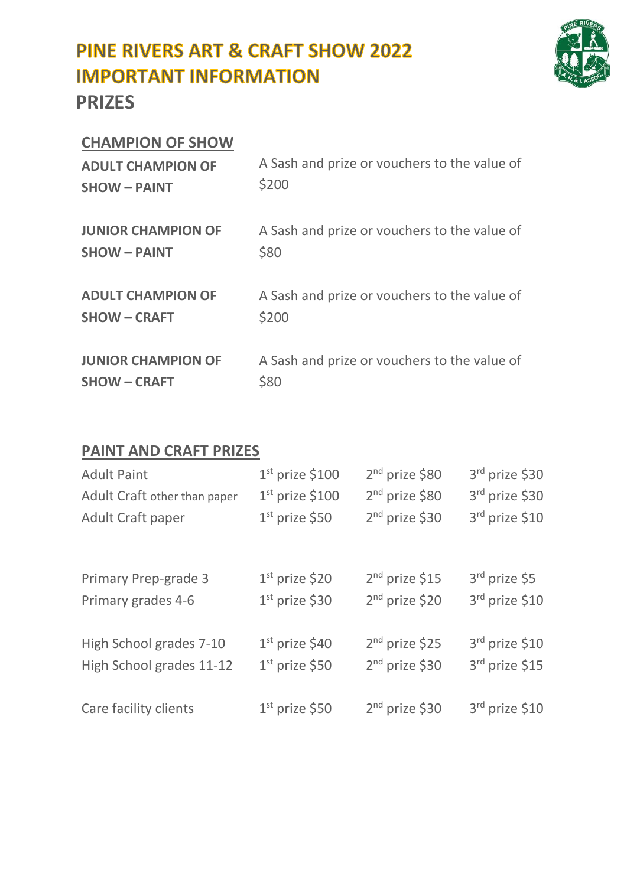# PINE RIVERS ART & CRAFT SHOW 2022
# IMPORTANT INFORMATION
## PRIZES

### CHAMPION OF SHOW

| | |
|---|---|
| **ADULT CHAMPION OF SHOW – PAINT** | A Sash and prize or vouchers to the value of $200 |
| **JUNIOR CHAMPION OF SHOW – PAINT** | A Sash and prize or vouchers to the value of $80 |
| **ADULT CHAMPION OF SHOW – CRAFT** | A Sash and prize or vouchers to the value of $200 |
| **JUNIOR CHAMPION OF SHOW – CRAFT** | A Sash and prize or vouchers to the value of $80 |

### PAINT AND CRAFT PRIZES

| | | | |
|---|---|---|---|
| Adult Paint | 1st prize $100 | 2nd prize $80 | 3rd prize $30 |
| Adult Craft other than paper | 1st prize $100 | 2nd prize $80 | 3rd prize $30 |
| Adult Craft paper | 1st prize $50 | 2nd prize $30 | 3rd prize $10 |
| Primary Prep-grade 3 | 1st prize $20 | 2nd prize $15 | 3rd prize $5 |
| Primary grades 4-6 | 1st prize $30 | 2nd prize $20 | 3rd prize $10 |
| High School grades 7-10 | 1st prize $40 | 2nd prize $25 | 3rd prize $10 |
| High School grades 11-12 | 1st prize $50 | 2nd prize $30 | 3rd prize $15 |
| Care facility clients | 1st prize $50 | 2nd prize $30 | 3rd prize $10 |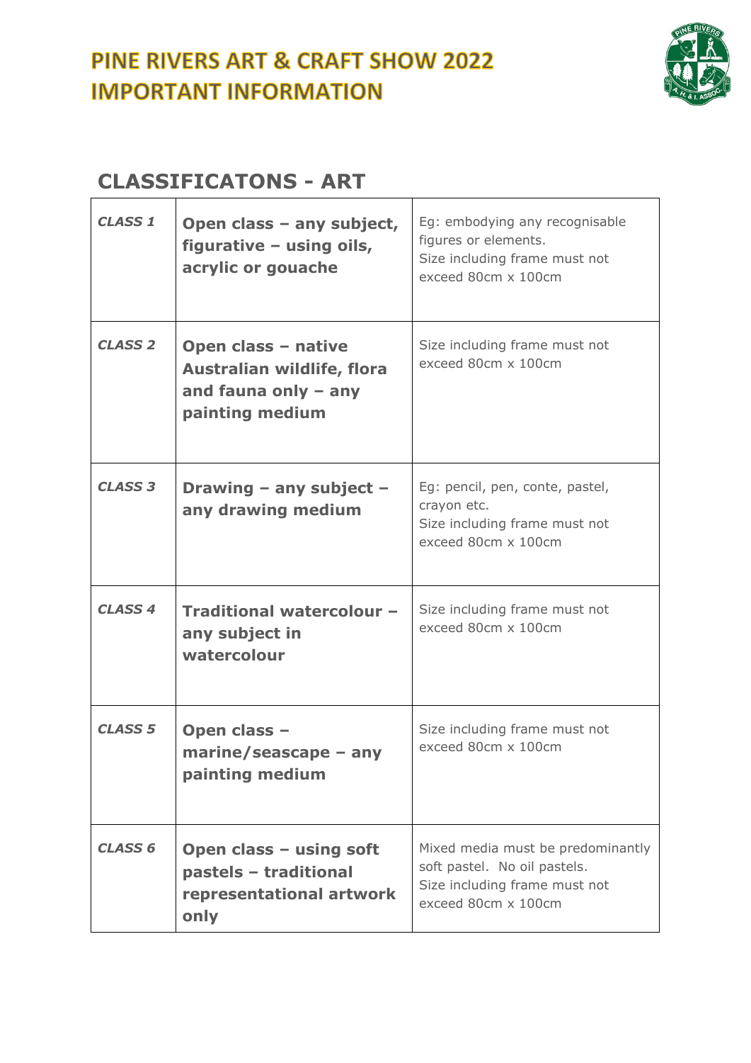# PINE RIVERS ART & CRAFT SHOW 2022
# IMPORTANT INFORMATION

## CLASSIFICATONS - ART

| | | |
|---|---|---|
| ***CLASS 1*** | **Open class – any subject, figurative – using oils, acrylic or gouache** | Eg: embodying any recognisable figures or elements.<br>Size including frame must not exceed 80cm x 100cm |
| ***CLASS 2*** | **Open class – native Australian wildlife, flora and fauna only – any painting medium** | Size including frame must not exceed 80cm x 100cm |
| ***CLASS 3*** | **Drawing – any subject – any drawing medium** | Eg: pencil, pen, conte, pastel, crayon etc.<br>Size including frame must not exceed 80cm x 100cm |
| ***CLASS 4*** | **Traditional watercolour – any subject in watercolour** | Size including frame must not exceed 80cm x 100cm |
| ***CLASS 5*** | **Open class – marine/seascape – any painting medium** | Size including frame must not exceed 80cm x 100cm |
| ***CLASS 6*** | **Open class – using soft pastels – traditional representational artwork only** | Mixed media must be predominantly soft pastel. No oil pastels.<br>Size including frame must not exceed 80cm x 100cm |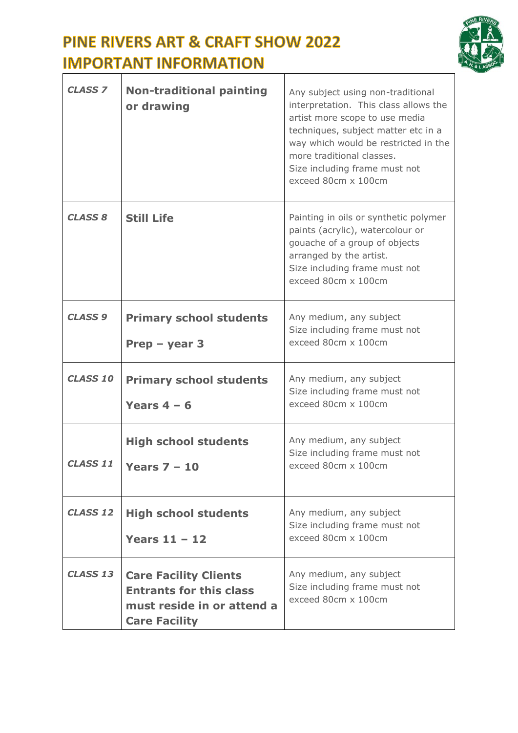# PINE RIVERS ART & CRAFT SHOW 2022
# IMPORTANT INFORMATION

| | | |
|---|---|---|
| ***CLASS 7*** | **Non-traditional painting or drawing** | Any subject using non-traditional interpretation. This class allows the artist more scope to use media techniques, subject matter etc in a way which would be restricted in the more traditional classes.<br>Size including frame must not exceed 80cm x 100cm |
| ***CLASS 8*** | **Still Life** | Painting in oils or synthetic polymer paints (acrylic), watercolour or gouache of a group of objects arranged by the artist.<br>Size including frame must not exceed 80cm x 100cm |
| ***CLASS 9*** | **Primary school students**<br>**Prep – year 3** | Any medium, any subject<br>Size including frame must not exceed 80cm x 100cm |
| ***CLASS 10*** | **Primary school students**<br>**Years 4 – 6** | Any medium, any subject<br>Size including frame must not exceed 80cm x 100cm |
| ***CLASS 11*** | **High school students**<br>**Years 7 – 10** | Any medium, any subject<br>Size including frame must not exceed 80cm x 100cm |
| ***CLASS 12*** | **High school students**<br>**Years 11 – 12** | Any medium, any subject<br>Size including frame must not exceed 80cm x 100cm |
| ***CLASS 13*** | **Care Facility Clients Entrants for this class must reside in or attend a Care Facility** | Any medium, any subject<br>Size including frame must not exceed 80cm x 100cm |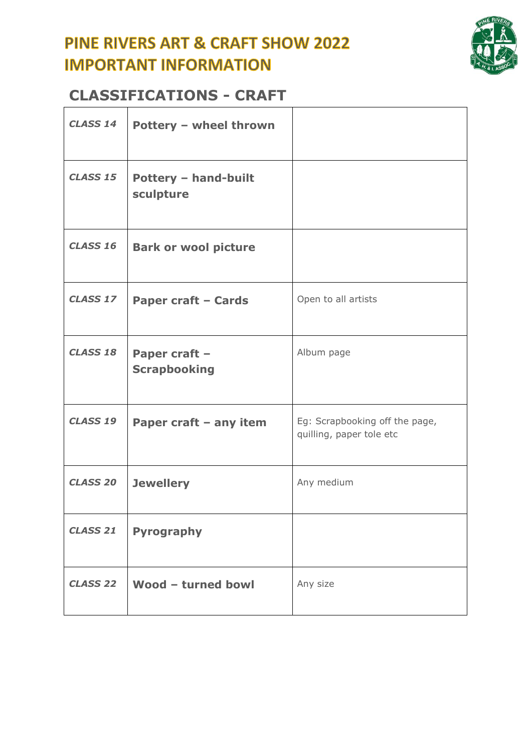# PINE RIVERS ART & CRAFT SHOW 2022
# IMPORTANT INFORMATION

## CLASSIFICATIONS - CRAFT

| | | |
|---|---|---|
| ***CLASS 14*** | **Pottery – wheel thrown** | |
| ***CLASS 15*** | **Pottery – hand-built sculpture** | |
| ***CLASS 16*** | **Bark or wool picture** | |
| ***CLASS 17*** | **Paper craft – Cards** | Open to all artists |
| ***CLASS 18*** | **Paper craft – Scrapbooking** | Album page |
| ***CLASS 19*** | **Paper craft – any item** | Eg: Scrapbooking off the page, quilling, paper tole etc |
| ***CLASS 20*** | **Jewellery** | Any medium |
| ***CLASS 21*** | **Pyrography** | |
| ***CLASS 22*** | **Wood – turned bowl** | Any size |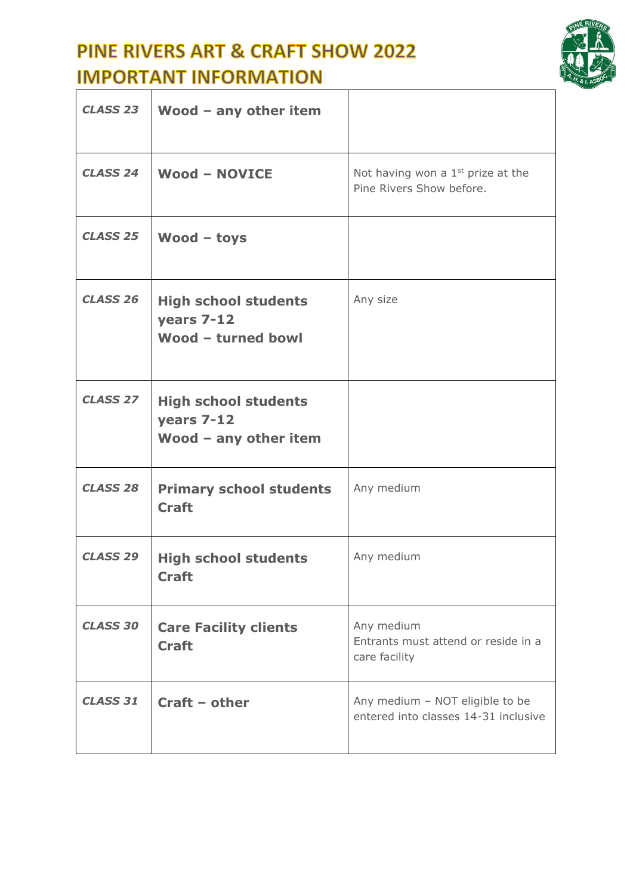# PINE RIVERS ART & CRAFT SHOW 2022
# IMPORTANT INFORMATION

| | | |
|---|---|---|
| ***CLASS 23*** | **Wood – any other item** | |
| ***CLASS 24*** | **Wood – NOVICE** | Not having won a 1st prize at the Pine Rivers Show before. |
| ***CLASS 25*** | **Wood – toys** | |
| ***CLASS 26*** | **High school students years 7-12 Wood – turned bowl** | Any size |
| ***CLASS 27*** | **High school students years 7-12 Wood – any other item** | |
| ***CLASS 28*** | **Primary school students Craft** | Any medium |
| ***CLASS 29*** | **High school students Craft** | Any medium |
| ***CLASS 30*** | **Care Facility clients Craft** | Any medium<br>Entrants must attend or reside in a care facility |
| ***CLASS 31*** | **Craft – other** | Any medium – NOT eligible to be entered into classes 14-31 inclusive |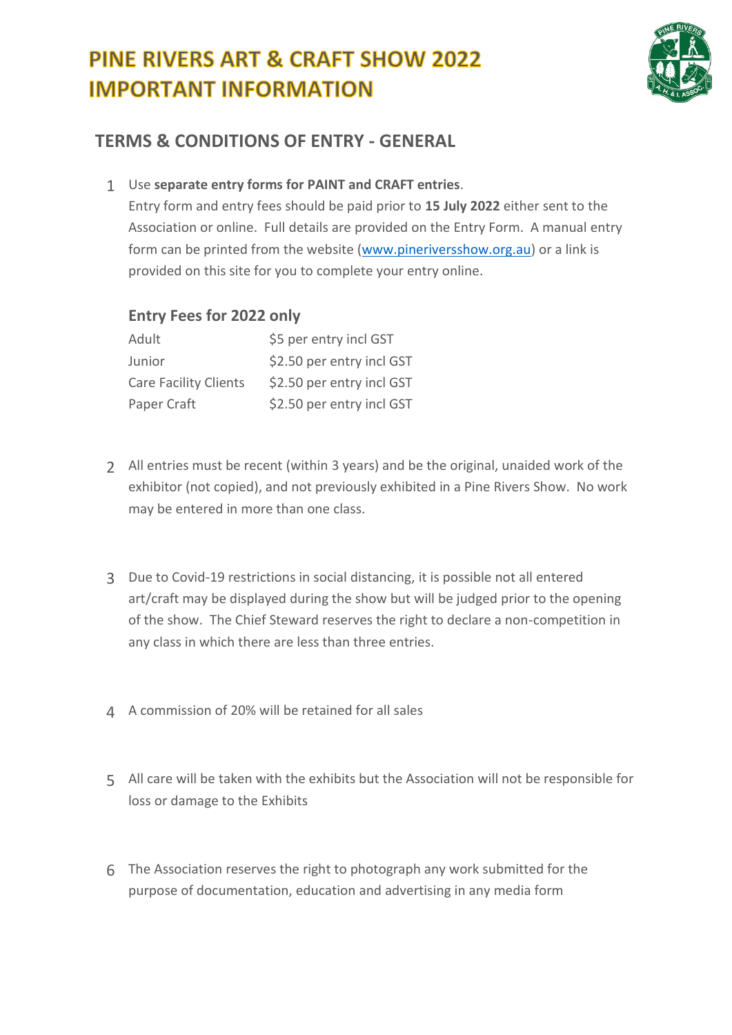# PINE RIVERS ART & CRAFT SHOW 2022
# IMPORTANT INFORMATION

## TERMS & CONDITIONS OF ENTRY - GENERAL

1. Use **separate entry forms for PAINT and CRAFT entries**.
   Entry form and entry fees should be paid prior to **15 July 2022** either sent to the Association or online. Full details are provided on the Entry Form. A manual entry form can be printed from the website (www.pineriversshow.org.au) or a link is provided on this site for you to complete your entry online.

   ### Entry Fees for 2022 only

   | | |
   |---|---|
   | Adult | $5 per entry incl GST |
   | Junior | $2.50 per entry incl GST |
   | Care Facility Clients | $2.50 per entry incl GST |
   | Paper Craft | $2.50 per entry incl GST |

2. All entries must be recent (within 3 years) and be the original, unaided work of the exhibitor (not copied), and not previously exhibited in a Pine Rivers Show. No work may be entered in more than one class.

3. Due to Covid-19 restrictions in social distancing, it is possible not all entered art/craft may be displayed during the show but will be judged prior to the opening of the show. The Chief Steward reserves the right to declare a non-competition in any class in which there are less than three entries.

4. A commission of 20% will be retained for all sales

5. All care will be taken with the exhibits but the Association will not be responsible for loss or damage to the Exhibits

6. The Association reserves the right to photograph any work submitted for the purpose of documentation, education and advertising in any media form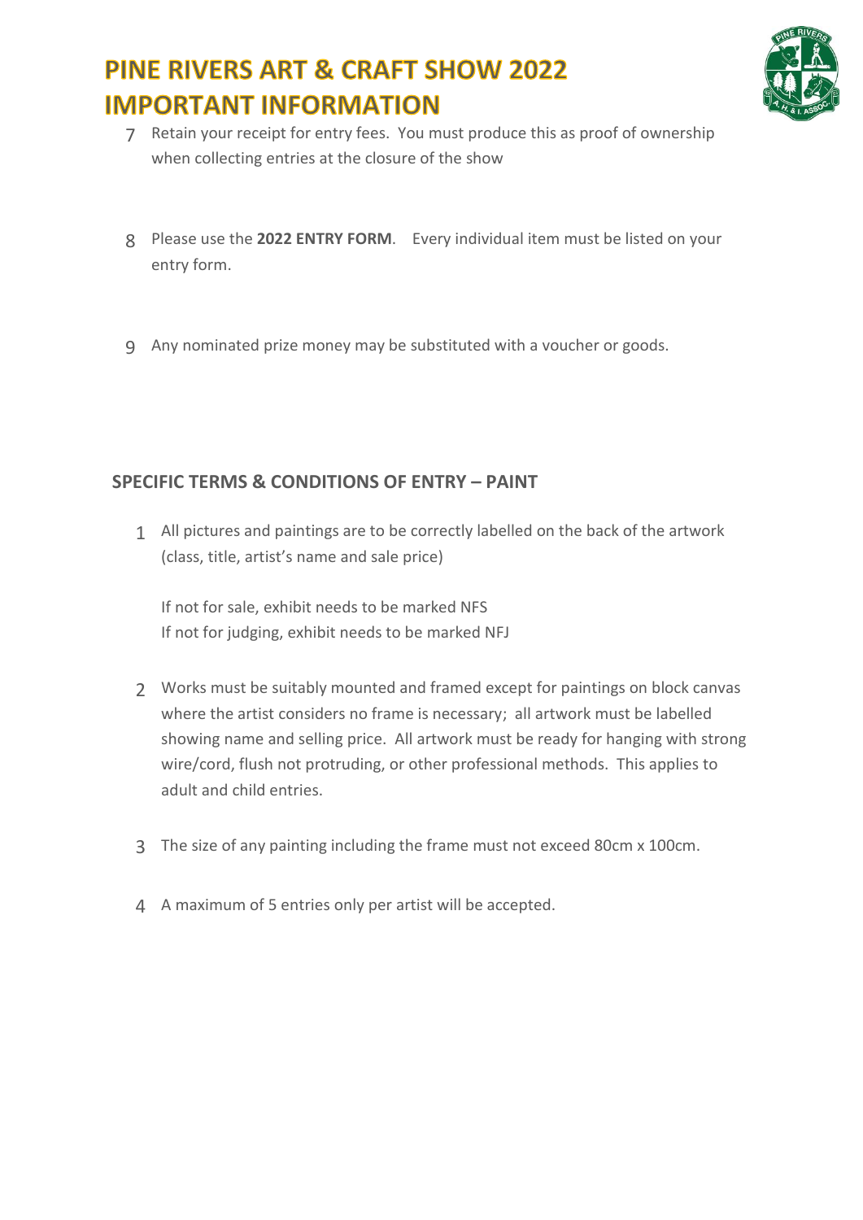# PINE RIVERS ART & CRAFT SHOW 2022
# IMPORTANT INFORMATION

7. Retain your receipt for entry fees. You must produce this as proof of ownership when collecting entries at the closure of the show

8. Please use the **2022 ENTRY FORM**. Every individual item must be listed on your entry form.

9. Any nominated prize money may be substituted with a voucher or goods.

## SPECIFIC TERMS & CONDITIONS OF ENTRY – PAINT

1. All pictures and paintings are to be correctly labelled on the back of the artwork (class, title, artist's name and sale price)

   If not for sale, exhibit needs to be marked NFS
   If not for judging, exhibit needs to be marked NFJ

2. Works must be suitably mounted and framed except for paintings on block canvas where the artist considers no frame is necessary; all artwork must be labelled showing name and selling price. All artwork must be ready for hanging with strong wire/cord, flush not protruding, or other professional methods. This applies to adult and child entries.

3. The size of any painting including the frame must not exceed 80cm x 100cm.

4. A maximum of 5 entries only per artist will be accepted.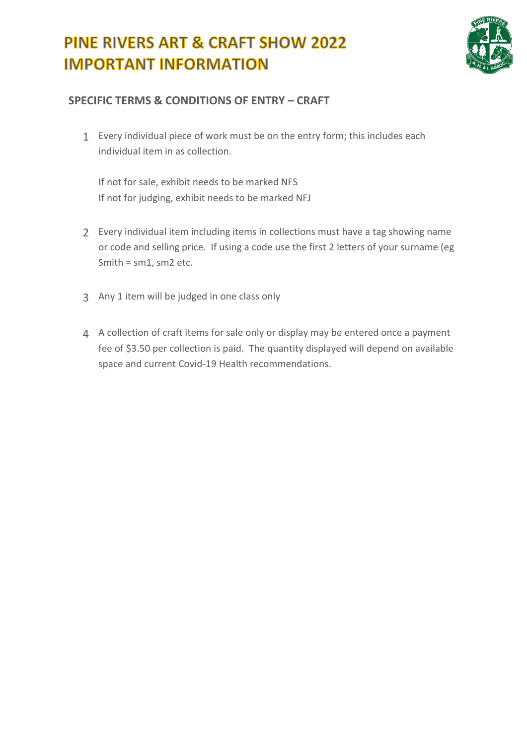# PINE RIVERS ART & CRAFT SHOW 2022
# IMPORTANT INFORMATION

## SPECIFIC TERMS & CONDITIONS OF ENTRY – CRAFT

1. Every individual piece of work must be on the entry form; this includes each individual item in as collection.

   If not for sale, exhibit needs to be marked NFS
   If not for judging, exhibit needs to be marked NFJ

2. Every individual item including items in collections must have a tag showing name or code and selling price. If using a code use the first 2 letters of your surname (eg Smith = sm1, sm2 etc.

3. Any 1 item will be judged in one class only

4. A collection of craft items for sale only or display may be entered once a payment fee of $3.50 per collection is paid. The quantity displayed will depend on available space and current Covid-19 Health recommendations.